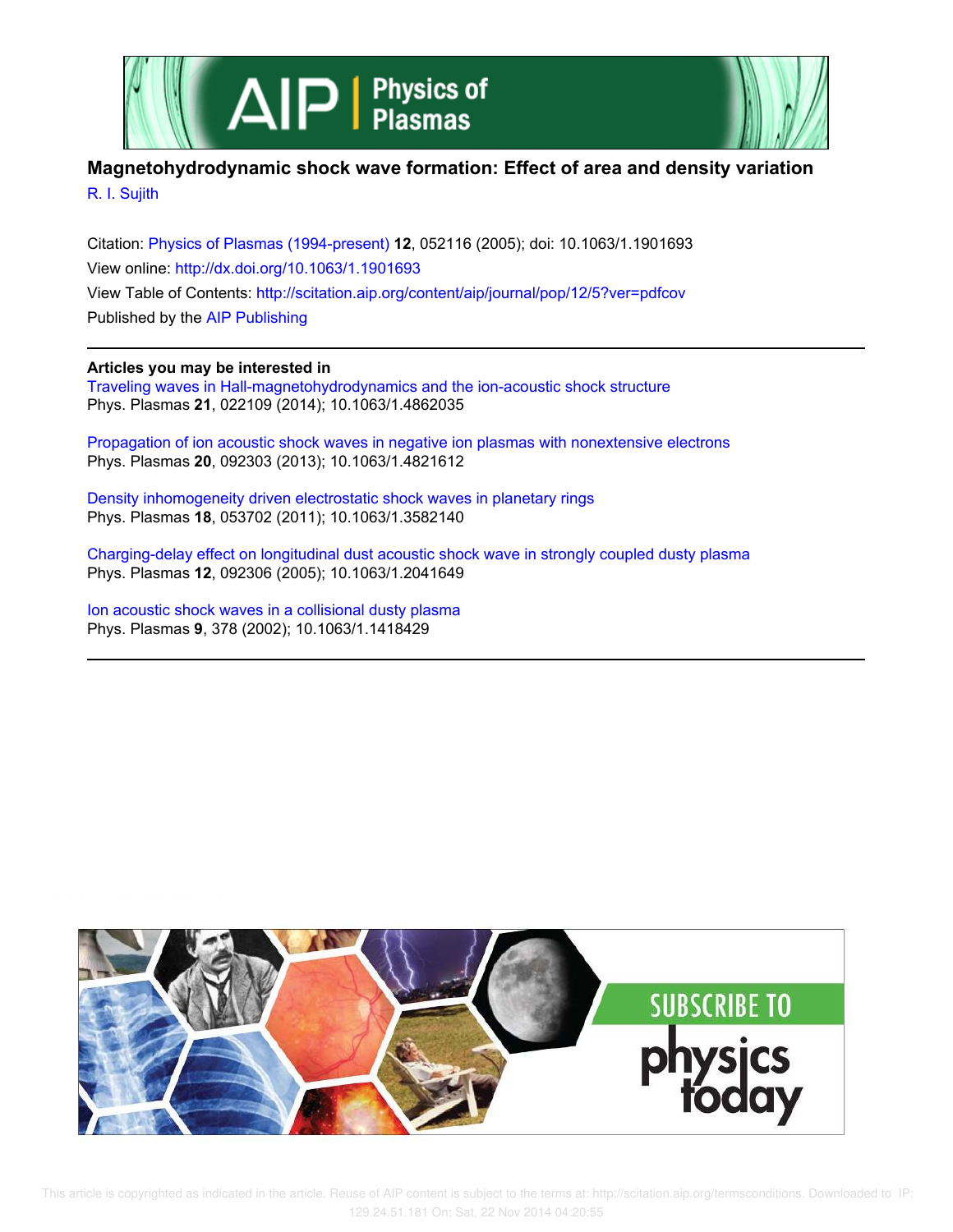# Magnetohydrodynamic shock wave formation: Effect of area and density variation

R. I. Sujith

Citation: Physics of Plasmas (1994-present) **12**, 052116 (2005); doi: 10.1063/1.1901693

View online: http://dx.doi.org/10.1063/1.1901693

View Table of Contents: http://scitation.aip.org/content/aip/journal/pop/12/5?ver=pdfcov

Published by the AIP Publishing

---

**Articles you may be interested in**

Traveling waves in Hall-magnetohydrodynamics and the ion-acoustic shock structure
Phys. Plasmas **21**, 022109 (2014); 10.1063/1.4862035

Propagation of ion acoustic shock waves in negative ion plasmas with nonextensive electrons
Phys. Plasmas **20**, 092303 (2013); 10.1063/1.4821612

Density inhomogeneity driven electrostatic shock waves in planetary rings
Phys. Plasmas **18**, 053702 (2011); 10.1063/1.3582140

Charging-delay effect on longitudinal dust acoustic shock wave in strongly coupled dusty plasma
Phys. Plasmas **12**, 092306 (2005); 10.1063/1.2041649

Ion acoustic shock waves in a collisional dusty plasma
Phys. Plasmas **9**, 378 (2002); 10.1063/1.1418429

---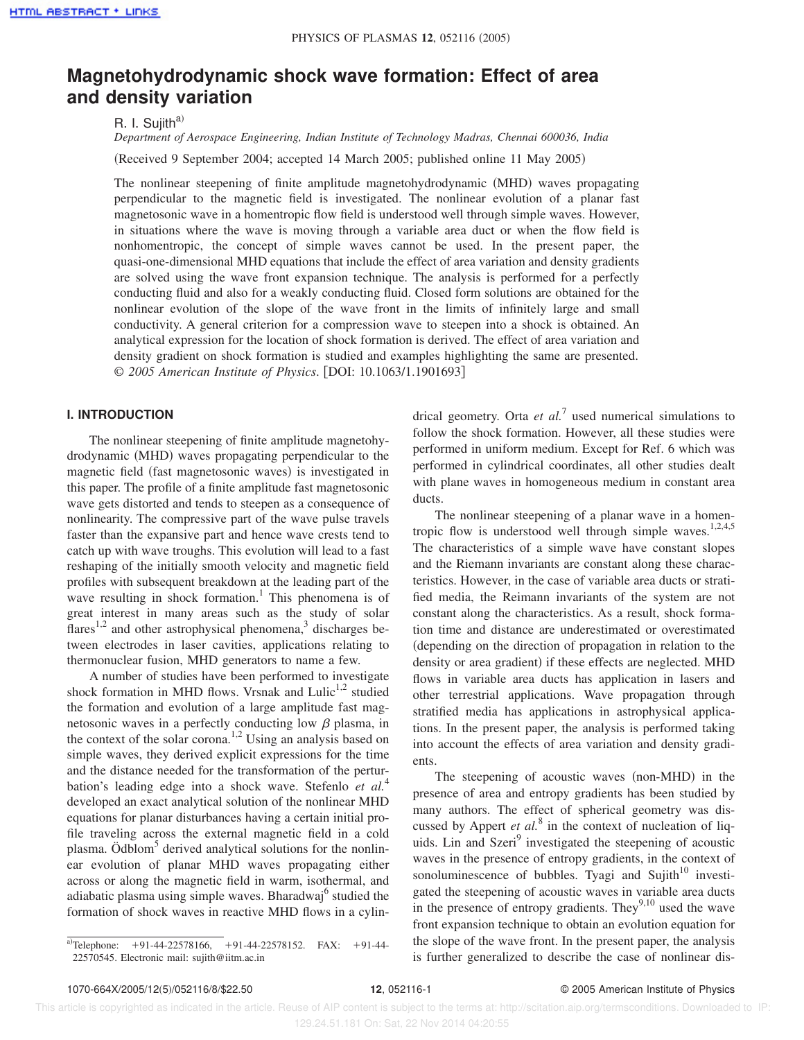# Magnetohydrodynamic shock wave formation: Effect of area and density variation

R. I. Sujith[a)]

*Department of Aerospace Engineering, Indian Institute of Technology Madras, Chennai 600036, India*

(Received 9 September 2004; accepted 14 March 2005; published online 11 May 2005)

The nonlinear steepening of finite amplitude magnetohydrodynamic (MHD) waves propagating perpendicular to the magnetic field is investigated. The nonlinear evolution of a planar fast magnetosonic wave in a homentropic flow field is understood well through simple waves. However, in situations where the wave is moving through a variable area duct or when the flow field is nonhomentropic, the concept of simple waves cannot be used. In the present paper, the quasi-one-dimensional MHD equations that include the effect of area variation and density gradients are solved using the wave front expansion technique. The analysis is performed for a perfectly conducting fluid and also for a weakly conducting fluid. Closed form solutions are obtained for the nonlinear evolution of the slope of the wave front in the limits of infinitely large and small conductivity. A general criterion for a compression wave to steepen into a shock is obtained. An analytical expression for the location of shock formation is derived. The effect of area variation and density gradient on shock formation is studied and examples highlighting the same are presented. © *2005 American Institute of Physics*. [DOI: 10.1063/1.1901693]

## I. INTRODUCTION

The nonlinear steepening of finite amplitude magnetohydrodynamic (MHD) waves propagating perpendicular to the magnetic field (fast magnetosonic waves) is investigated in this paper. The profile of a finite amplitude fast magnetosonic wave gets distorted and tends to steepen as a consequence of nonlinearity. The compressive part of the wave pulse travels faster than the expansive part and hence wave crests tend to catch up with wave troughs. This evolution will lead to a fast reshaping of the initially smooth velocity and magnetic field profiles with subsequent breakdown at the leading part of the wave resulting in shock formation.[1] This phenomena is of great interest in many areas such as the study of solar flares[1,2] and other astrophysical phenomena,[3] discharges between electrodes in laser cavities, applications relating to thermonuclear fusion, MHD generators to name a few.

A number of studies have been performed to investigate shock formation in MHD flows. Vrsnak and Lulic[1,2] studied the formation and evolution of a large amplitude fast magnetosonic waves in a perfectly conducting low $\beta$ plasma, in the context of the solar corona.[1,2] Using an analysis based on simple waves, they derived explicit expressions for the time and the distance needed for the transformation of the perturbation's leading edge into a shock wave. Stefenlo *et al.*[4] developed an exact analytical solution of the nonlinear MHD equations for planar disturbances having a certain initial profile traveling across the external magnetic field in a cold plasma. Ödblom[5] derived analytical solutions for the nonlinear evolution of planar MHD waves propagating either across or along the magnetic field in warm, isothermal, and adiabatic plasma using simple waves. Bharadwaj[6] studied the formation of shocks waves in reactive MHD flows in a cylindrical geometry. Orta *et al.*[7] used numerical simulations to follow the shock formation. However, all these studies were performed in uniform medium. Except for Ref. 6 which was performed in cylindrical coordinates, all other studies dealt with plane waves in homogeneous medium in constant area ducts.

The nonlinear steepening of a planar wave in a homentropic flow is understood well through simple waves.[1,2,4,5] The characteristics of a simple wave have constant slopes and the Riemann invariants are constant along these characteristics. However, in the case of variable area ducts or stratified media, the Reimann invariants of the system are not constant along the characteristics. As a result, shock formation time and distance are underestimated or overestimated (depending on the direction of propagation in relation to the density or area gradient) if these effects are neglected. MHD flows in variable area ducts has application in lasers and other terrestrial applications. Wave propagation through stratified media has applications in astrophysical applications. In the present paper, the analysis is performed taking into account the effects of area variation and density gradients.

The steepening of acoustic waves (non-MHD) in the presence of area and entropy gradients has been studied by many authors. The effect of spherical geometry was discussed by Appert *et al.*[8] in the context of nucleation of liquids. Lin and Szeri[9] investigated the steepening of acoustic waves in the presence of entropy gradients, in the context of sonoluminescence of bubbles. Tyagi and Sujith[10] investigated the steepening of acoustic waves in variable area ducts in the presence of entropy gradients. They[9,10] used the wave front expansion technique to obtain an evolution equation for the slope of the wave front. In the present paper, the analysis is further generalized to describe the case of nonlinear dis-

[a)] Telephone: +91-44-22578166, +91-44-22578152. FAX: +91-44-22570545. Electronic mail: sujith@iitm.ac.in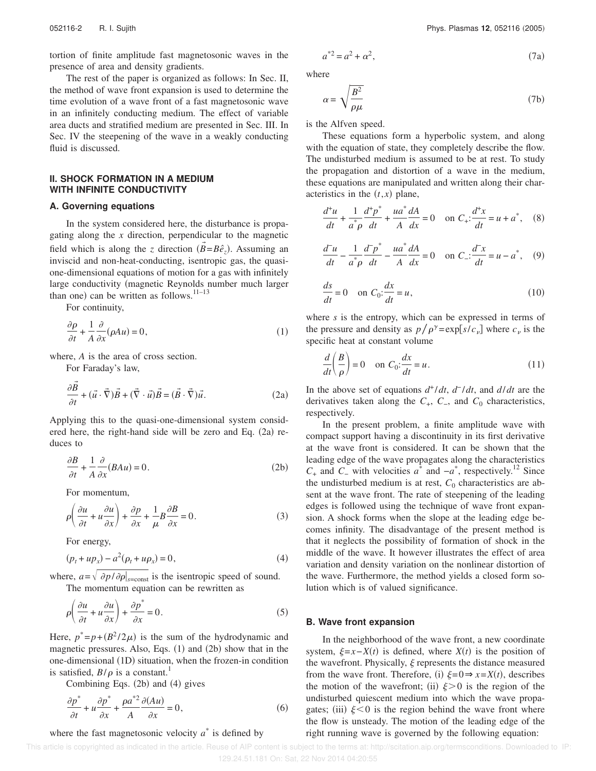tortion of finite amplitude fast magnetosonic waves in the presence of area and density gradients.

The rest of the paper is organized as follows: In Sec. II, the method of wave front expansion is used to determine the time evolution of a wave front of a fast magnetosonic wave in an infinitely conducting medium. The effect of variable area ducts and stratified medium are presented in Sec. III. In Sec. IV the steepening of the wave in a weakly conducting fluid is discussed.

## II. SHOCK FORMATION IN A MEDIUM WITH INFINITE CONDUCTIVITY

### A. Governing equations

In the system considered here, the disturbance is propagating along the $x$ direction, perpendicular to the magnetic field which is along the $z$ direction ($\vec{B}=B\hat{e}_z$). Assuming an inviscid and non-heat-conducting, isentropic gas, the quasi-one-dimensional equations of motion for a gas with infinitely large conductivity (magnetic Reynolds number much larger than one) can be written as follows.[11–13]

For continuity,

$$\frac{\partial \rho}{\partial t} + \frac{1}{A}\frac{\partial}{\partial x}(\rho A u) = 0, \tag{1}$$

where, $A$ is the area of cross section.

For Faraday's law,

$$\frac{\partial \vec{B}}{\partial t} + (\vec{u}\cdot\vec{\nabla})\vec{B} + (\vec{\nabla}\cdot\vec{u})\vec{B} = (\vec{B}\cdot\vec{\nabla})\vec{u}. \tag{2a}$$

Applying this to the quasi-one-dimensional system considered here, the right-hand side will be zero and Eq. (2a) reduces to

$$\frac{\partial B}{\partial t} + \frac{1}{A}\frac{\partial}{\partial x}(BAu) = 0. \tag{2b}$$

For momentum,

$$\rho\left(\frac{\partial u}{\partial t} + u\frac{\partial u}{\partial x}\right) + \frac{\partial p}{\partial x} + \frac{1}{\mu}B\frac{\partial B}{\partial x} = 0. \tag{3}$$

For energy,

$$(p_t + u p_x) - a^2(\rho_t + u\rho_x) = 0, \tag{4}$$

where, $a=\sqrt{\partial p/\partial \rho|_{s=\text{const}}}$ is the isentropic speed of sound.

The momentum equation can be rewritten as

$$\rho\left(\frac{\partial u}{\partial t} + u\frac{\partial u}{\partial x}\right) + \frac{\partial p^*}{\partial x} = 0. \tag{5}$$

Here, $p^*=p+(B^2/2\mu)$ is the sum of the hydrodynamic and magnetic pressures. Also, Eqs. (1) and (2b) show that in the one-dimensional (1D) situation, when the frozen-in condition is satisfied, $B/\rho$ is a constant.[1]

Combining Eqs. (2b) and (4) gives

$$\frac{\partial p^*}{\partial t} + u\frac{\partial p^*}{\partial x} + \frac{\rho a^{*2}}{A}\frac{\partial (Au)}{\partial x} = 0, \tag{6}$$

where the fast magnetosonic velocity $a^*$ is defined by

$$a^{*2} = a^2 + \alpha^2, \tag{7a}$$

where

$$\alpha = \sqrt{\frac{B^2}{\rho\mu}} \tag{7b}$$

is the Alfven speed.

These equations form a hyperbolic system, and along with the equation of state, they completely describe the flow. The undisturbed medium is assumed to be at rest. To study the propagation and distortion of a wave in the medium, these equations are manipulated and written along their characteristics in the $(t,x)$ plane,

$$\frac{d^+u}{dt} + \frac{1}{a^*\rho}\frac{d^+p^*}{dt} + \frac{ua^*}{A}\frac{dA}{dx} = 0 \quad \text{on } C_+: \frac{d^+x}{dt} = u + a^*, \tag{8}$$

$$\frac{d^-u}{dt} - \frac{1}{a^*\rho}\frac{d^-p^*}{dt} - \frac{ua^*}{A}\frac{dA}{dx} = 0 \quad \text{on } C_-: \frac{d^-x}{dt} = u - a^*, \tag{9}$$

$$\frac{ds}{dt} = 0 \quad \text{on } C_0: \frac{dx}{dt} = u, \tag{10}$$

where $s$ is the entropy, which can be expressed in terms of the pressure and density as $p/\rho^{\gamma}=\exp[s/c_v]$ where $c_v$ is the specific heat at constant volume

$$\frac{d}{dt}\left(\frac{B}{\rho}\right) = 0 \quad \text{on } C_0: \frac{dx}{dt} = u. \tag{11}$$

In the above set of equations $d^+/dt$, $d^-/dt$, and $d/dt$ are the derivatives taken along the $C_+$, $C_-$, and $C_0$ characteristics, respectively.

In the present problem, a finite amplitude wave with compact support having a discontinuity in its first derivative at the wave front is considered. It can be shown that the leading edge of the wave propagates along the characteristics $C_+$ and $C_-$ with velocities $a^*$ and $-a^*$, respectively.[12] Since the undisturbed medium is at rest, $C_0$ characteristics are absent at the wave front. The rate of steepening of the leading edges is followed using the technique of wave front expansion. A shock forms when the slope at the leading edge becomes infinity. The disadvantage of the present method is that it neglects the possibility of formation of shock in the middle of the wave. It however illustrates the effect of area variation and density variation on the nonlinear distortion of the wave. Furthermore, the method yields a closed form solution which is of valued significance.

### B. Wave front expansion

In the neighborhood of the wave front, a new coordinate system, $\xi=x-X(t)$ is defined, where $X(t)$ is the position of the wavefront. Physically, $\xi$ represents the distance measured from the wave front. Therefore, (i) $\xi=0 \Rightarrow x=X(t)$, describes the motion of the wavefront; (ii) $\xi>0$ is the region of the undisturbed quiescent medium into which the wave propagates; (iii) $\xi<0$ is the region behind the wave front where the flow is unsteady. The motion of the leading edge of the right running wave is governed by the following equation: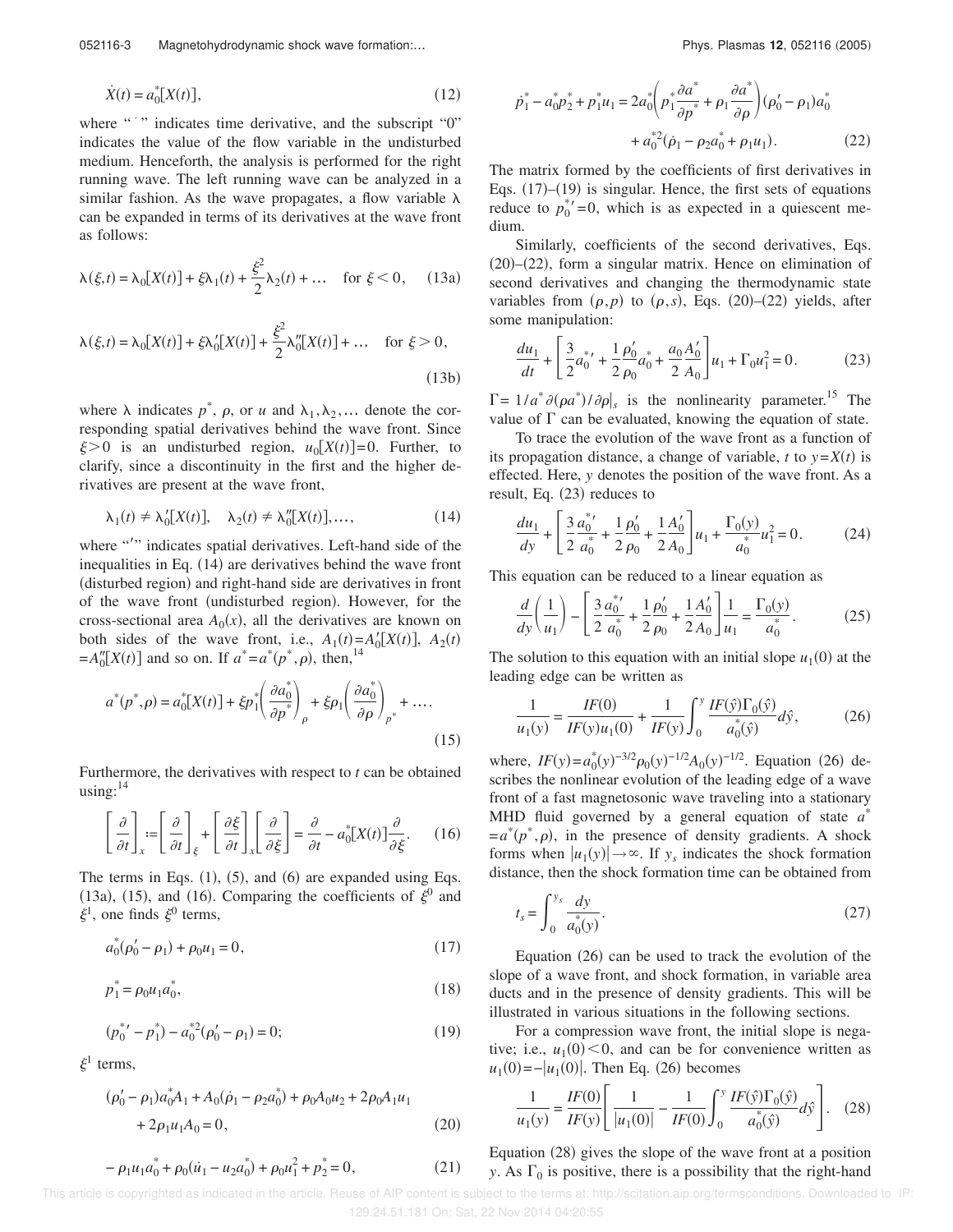$$\dot{X}(t) = a_0^*[X(t)], \tag{12}$$

where "$\dot{}$" indicates time derivative, and the subscript "0" indicates the value of the flow variable in the undisturbed medium. Henceforth, the analysis is performed for the right running wave. The left running wave can be analyzed in a similar fashion. As the wave propagates, a flow variable $\lambda$ can be expanded in terms of its derivatives at the wave front as follows:

$$\lambda(\xi,t) = \lambda_0[X(t)] + \xi\lambda_1(t) + \frac{\xi^2}{2}\lambda_2(t) + \dots \quad \text{for } \xi < 0, \tag{13a}$$

$$\lambda(\xi,t) = \lambda_0[X(t)] + \xi\lambda_0'[X(t)] + \frac{\xi^2}{2}\lambda_0''[X(t)] + \dots \quad \text{for } \xi > 0, \tag{13b}$$

where $\lambda$ indicates $p^*$, $\rho$, or $u$ and $\lambda_1, \lambda_2, \dots$ denote the corresponding spatial derivatives behind the wave front. Since $\xi > 0$ is an undisturbed region, $u_0[X(t)] = 0$. Further, to clarify, since a discontinuity in the first and the higher derivatives are present at the wave front,

$$\lambda_1(t) \neq \lambda_0'[X(t)], \quad \lambda_2(t) \neq \lambda_0''[X(t)], \dots, \tag{14}$$

where "$'$" indicates spatial derivatives. Left-hand side of the inequalities in Eq. (14) are derivatives behind the wave front (disturbed region) and right-hand side are derivatives in front of the wave front (undisturbed region). However, for the cross-sectional area $A_0(x)$, all the derivatives are known on both sides of the wave front, i.e., $A_1(t) = A_0'[X(t)]$, $A_2(t) = A_0''[X(t)]$ and so on. If $a^* = a^*(p^*, \rho)$, then,[14]

$$a^*(p^*,\rho) = a_0^*[X(t)] + \xi p_1^*\left(\frac{\partial a_0^*}{\partial p^*}\right)_\rho + \xi\rho_1\left(\frac{\partial a_0^*}{\partial \rho}\right)_{p^*} + \dots. \tag{15}$$

Furthermore, the derivatives with respect to $t$ can be obtained using:[14]

$$\left[\frac{\partial}{\partial t}\right]_x := \left[\frac{\partial}{\partial t}\right]_\xi + \left[\frac{\partial \xi}{\partial t}\right]_x\left[\frac{\partial}{\partial \xi}\right] = \frac{\partial}{\partial t} - a_0^*[X(t)]\frac{\partial}{\partial \xi}. \tag{16}$$

The terms in Eqs. (1), (5), and (6) are expanded using Eqs. (13a), (15), and (16). Comparing the coefficients of $\xi^0$ and $\xi^1$, one finds $\xi^0$ terms,

$$a_0^*(\rho_0' - \rho_1) + \rho_0 u_1 = 0, \tag{17}$$

$$p_1^* = \rho_0 u_1 a_0^*, \tag{18}$$

$$(p_0^{*\prime} - p_1^*) - a_0^{*2}(\rho_0' - \rho_1) = 0; \tag{19}$$

$\xi^1$ terms,

$$(\rho_0' - \rho_1)a_0^* A_1 + A_0(\dot{\rho}_1 - \rho_2 a_0^*) + \rho_0 A_0 u_2 + 2\rho_0 A_1 u_1 + 2\rho_1 u_1 A_0 = 0, \tag{20}$$

$$-\rho_1 u_1 a_0^* + \rho_0(\dot{u}_1 - u_2 a_0^*) + \rho_0 u_1^2 + p_2^* = 0, \tag{21}$$

$$\dot{p}_1^* - a_0^* p_2^* + p_1^* u_1 = 2a_0^*\left(p_1^*\frac{\partial a^*}{\partial p^*} + \rho_1\frac{\partial a^*}{\partial \rho}\right)(\rho_0' - \rho_1)a_0^* + a_0^{*2}(\dot{\rho}_1 - \rho_2 a_0^* + \rho_1 u_1). \tag{22}$$

The matrix formed by the coefficients of first derivatives in Eqs. (17)–(19) is singular. Hence, the first sets of equations reduce to $p_0^{*\prime} = 0$, which is as expected in a quiescent medium.

Similarly, coefficients of the second derivatives, Eqs. (20)–(22), form a singular matrix. Hence on elimination of second derivatives and changing the thermodynamic state variables from $(\rho, p)$ to $(\rho, s)$, Eqs. (20)–(22) yields, after some manipulation:

$$\frac{du_1}{dt} + \left[\frac{3}{2}a_0^{*\prime} + \frac{1}{2}\frac{\rho_0'}{\rho_0}a_0^* + \frac{a_0}{2}\frac{A_0'}{A_0}\right]u_1 + \Gamma_0 u_1^2 = 0. \tag{23}$$

$\Gamma = 1/a^* \, \partial(\rho a^*)/\partial\rho|_s$ is the nonlinearity parameter.[15] The value of $\Gamma$ can be evaluated, knowing the equation of state.

To trace the evolution of the wave front as a function of its propagation distance, a change of variable, $t$ to $y = X(t)$ is effected. Here, $y$ denotes the position of the wave front. As a result, Eq. (23) reduces to

$$\frac{du_1}{dy} + \left[\frac{3}{2}\frac{a_0^{*\prime}}{a_0^*} + \frac{1}{2}\frac{\rho_0'}{\rho_0} + \frac{1}{2}\frac{A_0'}{A_0}\right]u_1 + \frac{\Gamma_0(y)}{a_0^*}u_1^2 = 0. \tag{24}$$

This equation can be reduced to a linear equation as

$$\frac{d}{dy}\left(\frac{1}{u_1}\right) - \left[\frac{3}{2}\frac{a_0^{*\prime}}{a_0^*} + \frac{1}{2}\frac{\rho_0'}{\rho_0} + \frac{1}{2}\frac{A_0'}{A_0}\right]\frac{1}{u_1} = \frac{\Gamma_0(y)}{a_0^*}. \tag{25}$$

The solution to this equation with an initial slope $u_1(0)$ at the leading edge can be written as

$$\frac{1}{u_1(y)} = \frac{IF(0)}{IF(y)u_1(0)} + \frac{1}{IF(y)}\int_0^y \frac{IF(\hat{y})\Gamma_0(\hat{y})}{a_0^*(\hat{y})}d\hat{y}, \tag{26}$$

where, $IF(y) = a_0^*(y)^{-3/2}\rho_0(y)^{-1/2}A_0(y)^{-1/2}$. Equation (26) describes the nonlinear evolution of the leading edge of a wave front of a fast magnetosonic wave traveling into a stationary MHD fluid governed by a general equation of state $a^* = a^*(p^*, \rho)$, in the presence of density gradients. A shock forms when $|u_1(y)| \to \infty$. If $y_s$ indicates the shock formation distance, then the shock formation time can be obtained from

$$t_s = \int_0^{y_s} \frac{dy}{a_0^*(y)}. \tag{27}$$

Equation (26) can be used to track the evolution of the slope of a wave front, and shock formation, in variable area ducts and in the presence of density gradients. This will be illustrated in various situations in the following sections.

For a compression wave front, the initial slope is negative; i.e., $u_1(0) < 0$, and can be for convenience written as $u_1(0) = -|u_1(0)|$. Then Eq. (26) becomes

$$\frac{1}{u_1(y)} = \frac{IF(0)}{IF(y)}\left[\frac{1}{|u_1(0)|} - \frac{1}{IF(0)}\int_0^y \frac{IF(\hat{y})\Gamma_0(\hat{y})}{a_0^*(\hat{y})}d\hat{y}\right]. \tag{28}$$

Equation (28) gives the slope of the wave front at a position $y$. As $\Gamma_0$ is positive, there is a possibility that the right-hand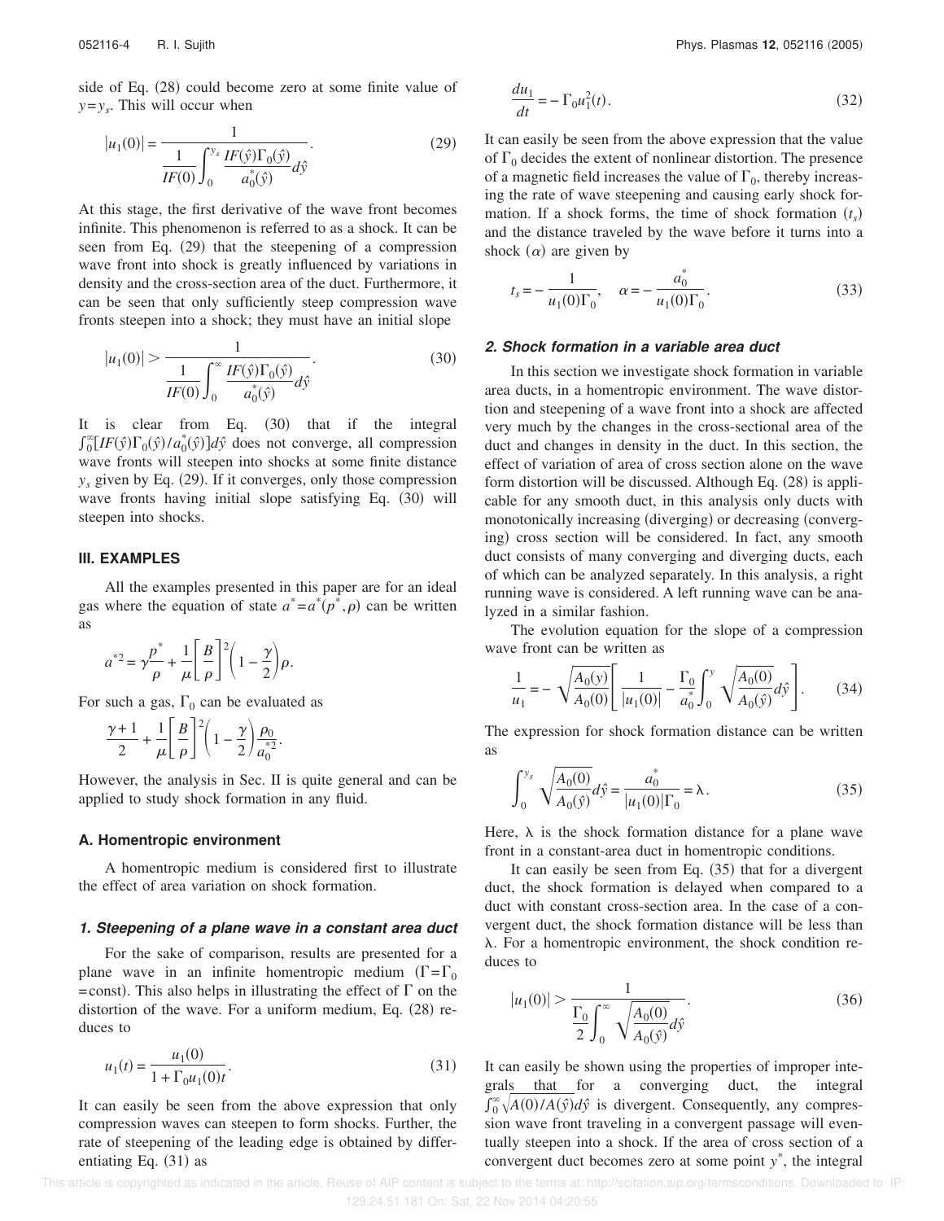side of Eq. (28) could become zero at some finite value of $y=y_s$. This will occur when

$$|u_1(0)| = \frac{1}{\frac{1}{IF(0)}\int_0^{y_s} \frac{IF(\hat{y})\Gamma_0(\hat{y})}{a_0^*(\hat{y})} d\hat{y}}. \tag{29}$$

At this stage, the first derivative of the wave front becomes infinite. This phenomenon is referred to as a shock. It can be seen from Eq. (29) that the steepening of a compression wave front into shock is greatly influenced by variations in density and the cross-section area of the duct. Furthermore, it can be seen that only sufficiently steep compression wave fronts steepen into a shock; they must have an initial slope

$$|u_1(0)| > \frac{1}{\frac{1}{IF(0)}\int_0^{\infty} \frac{IF(\hat{y})\Gamma_0(\hat{y})}{a_0^*(\hat{y})} d\hat{y}}. \tag{30}$$

It is clear from Eq. (30) that if the integral $\int_0^\infty [IF(\hat{y})\Gamma_0(\hat{y})/a_0^*(\hat{y})] d\hat{y}$ does not converge, all compression wave fronts will steepen into shocks at some finite distance $y_s$ given by Eq. (29). If it converges, only those compression wave fronts having initial slope satisfying Eq. (30) will steepen into shocks.

## III. EXAMPLES

All the examples presented in this paper are for an ideal gas where the equation of state $a^* = a^*(p^*, \rho)$ can be written as

$$a^{*2} = \gamma\frac{p^*}{\rho} + \frac{1}{\mu}\left[\frac{B}{\rho}\right]^2\left(1 - \frac{\gamma}{2}\right)\rho.$$

For such a gas, $\Gamma_0$ can be evaluated as

$$\frac{\gamma+1}{2} + \frac{1}{\mu}\left[\frac{B}{\rho}\right]^2\left(1 - \frac{\gamma}{2}\right)\frac{\rho_0}{a_0^{*2}}.$$

However, the analysis in Sec. II is quite general and can be applied to study shock formation in any fluid.

### A. Homentropic environment

A homentropic medium is considered first to illustrate the effect of area variation on shock formation.

#### *1. Steepening of a plane wave in a constant area duct*

For the sake of comparison, results are presented for a plane wave in an infinite homentropic medium ($\Gamma = \Gamma_0$ = const). This also helps in illustrating the effect of $\Gamma$ on the distortion of the wave. For a uniform medium, Eq. (28) reduces to

$$u_1(t) = \frac{u_1(0)}{1 + \Gamma_0 u_1(0)t}. \tag{31}$$

It can easily be seen from the above expression that only compression waves can steepen to form shocks. Further, the rate of steepening of the leading edge is obtained by differentiating Eq. (31) as

$$\frac{du_1}{dt} = -\Gamma_0 u_1^2(t). \tag{32}$$

It can easily be seen from the above expression that the value of $\Gamma_0$ decides the extent of nonlinear distortion. The presence of a magnetic field increases the value of $\Gamma_0$, thereby increasing the rate of wave steepening and causing early shock formation. If a shock forms, the time of shock formation ($t_s$) and the distance traveled by the wave before it turns into a shock ($\alpha$) are given by

$$t_s = -\frac{1}{u_1(0)\Gamma_0}, \quad \alpha = -\frac{a_0^*}{u_1(0)\Gamma_0}. \tag{33}$$

#### *2. Shock formation in a variable area duct*

In this section we investigate shock formation in variable area ducts, in a homentropic environment. The wave distortion and steepening of a wave front into a shock are affected very much by the changes in the cross-sectional area of the duct and changes in density in the duct. In this section, the effect of variation of area of cross section alone on the wave form distortion will be discussed. Although Eq. (28) is applicable for any smooth duct, in this analysis only ducts with monotonically increasing (diverging) or decreasing (converging) cross section will be considered. In fact, any smooth duct consists of many converging and diverging ducts, each of which can be analyzed separately. In this analysis, a right running wave is considered. A left running wave can be analyzed in a similar fashion.

The evolution equation for the slope of a compression wave front can be written as

$$\frac{1}{u_1} = -\sqrt{\frac{A_0(y)}{A_0(0)}}\left[\frac{1}{|u_1(0)|} - \frac{\Gamma_0}{a_0^*}\int_0^y \sqrt{\frac{A_0(0)}{A_0(\hat{y})}} d\hat{y}\right]. \tag{34}$$

The expression for shock formation distance can be written as

$$\int_0^{y_s} \sqrt{\frac{A_0(0)}{A_0(\hat{y})}} d\hat{y} = \frac{a_0^*}{|u_1(0)|\Gamma_0} = \lambda. \tag{35}$$

Here, $\lambda$ is the shock formation distance for a plane wave front in a constant-area duct in homentropic conditions.

It can easily be seen from Eq. (35) that for a divergent duct, the shock formation is delayed when compared to a duct with constant cross-section area. In the case of a convergent duct, the shock formation distance will be less than $\lambda$. For a homentropic environment, the shock condition reduces to

$$|u_1(0)| > \frac{1}{\frac{\Gamma_0}{2}\int_0^\infty \sqrt{\frac{A_0(0)}{A_0(\hat{y})}} d\hat{y}}. \tag{36}$$

It can easily be shown using the properties of improper integrals that for a converging duct, the integral $\int_0^\infty \sqrt{A(0)/A(\hat{y})} d\hat{y}$ is divergent. Consequently, any compression wave front traveling in a convergent passage will eventually steepen into a shock. If the area of cross section of a convergent duct becomes zero at some point $y^*$, the integral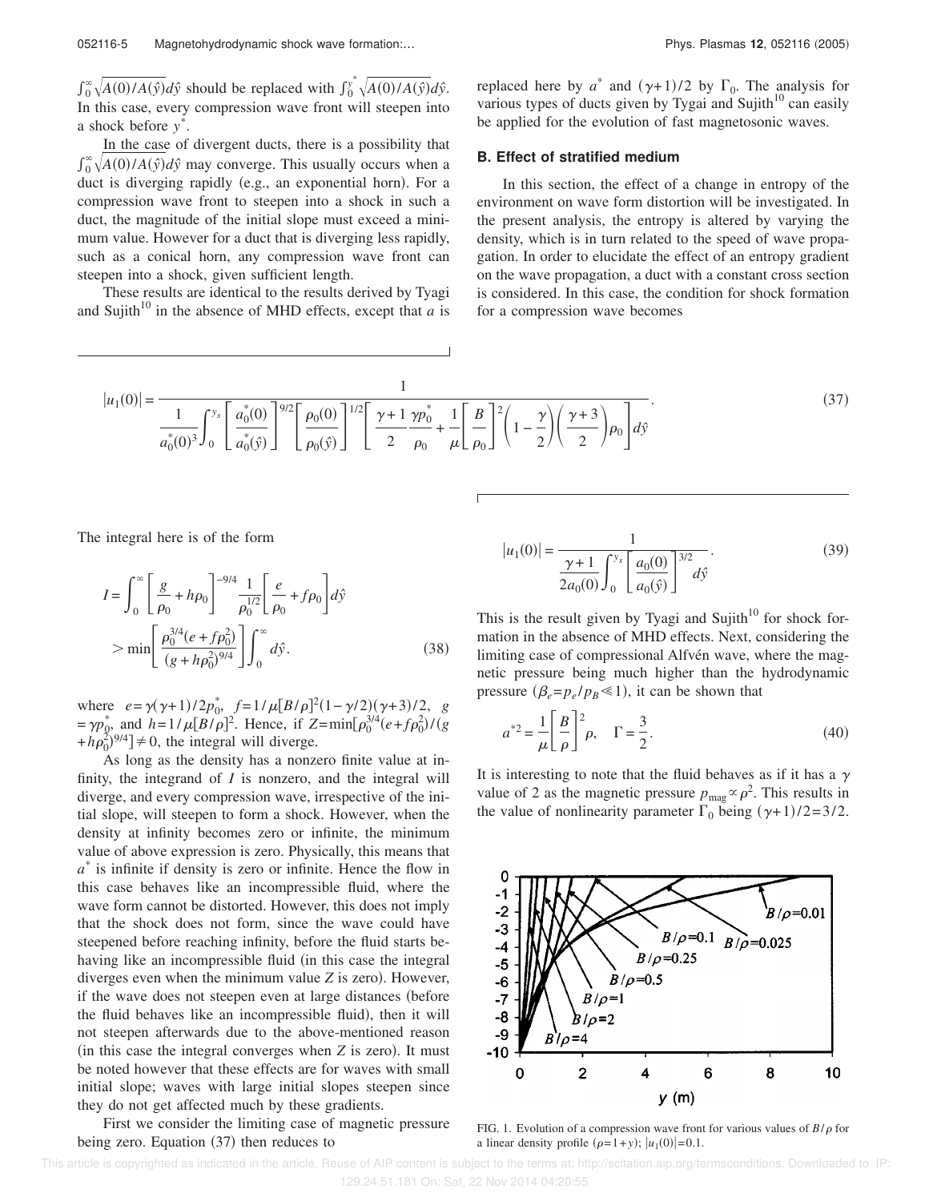$\int_0^\infty \sqrt{A(0)/A(\hat{y})}d\hat{y}$ should be replaced with $\int_0^{y^*} \sqrt{A(0)/A(\hat{y})}d\hat{y}$. In this case, every compression wave front will steepen into a shock before $y^*$.

In the case of divergent ducts, there is a possibility that $\int_0^\infty \sqrt{A(0)/A(\hat{y})}d\hat{y}$ may converge. This usually occurs when a duct is diverging rapidly (e.g., an exponential horn). For a compression wave front to steepen into a shock in such a duct, the magnitude of the initial slope must exceed a minimum value. However for a duct that is diverging less rapidly, such as a conical horn, any compression wave front can steepen into a shock, given sufficient length.

These results are identical to the results derived by Tyagi and Sujith[10] in the absence of MHD effects, except that $a$ is replaced here by $a^*$ and $(\gamma+1)/2$ by $\Gamma_0$. The analysis for various types of ducts given by Tygai and Sujith[10] can easily be applied for the evolution of fast magnetosonic waves.

### B. Effect of stratified medium

In this section, the effect of a change in entropy of the environment on wave form distortion will be investigated. In the present analysis, the entropy is altered by varying the density, which is in turn related to the speed of wave propagation. In order to elucidate the effect of an entropy gradient on the wave propagation, a duct with a constant cross section is considered. In this case, the condition for shock formation for a compression wave becomes

$$|u_1(0)| = \frac{1}{\dfrac{1}{a_0^*(0)^3}\displaystyle\int_0^{y_s}\left[\frac{a_0^*(0)}{a_0^*(\hat{y})}\right]^{9/2}\left[\frac{\rho_0(0)}{\rho_0(\hat{y})}\right]^{1/2}\left[\frac{\gamma+1}{2}\frac{\gamma p_0^*}{\rho_0}+\frac{1}{\mu}\left[\frac{B}{\rho_0}\right]^2\left(1-\frac{\gamma}{2}\right)\left(\frac{\gamma+3}{2}\right)\rho_0\right]d\hat{y}}. \tag{37}$$

The integral here is of the form

$$I = \int_0^\infty \left[\frac{g}{\rho_0}+h\rho_0\right]^{-9/4}\frac{1}{\rho_0^{1/2}}\left[\frac{e}{\rho_0}+f\rho_0\right]d\hat{y} > \min\left[\frac{\rho_0^{3/4}(e+f\rho_0^2)}{(g+h\rho_0^2)^{9/4}}\right]\int_0^\infty d\hat{y}. \tag{38}$$

where $e=\gamma(\gamma+1)/2p_0^*$, $f=1/\mu[B/\rho]^2(1-\gamma/2)(\gamma+3)/2$, $g=\gamma p_0^*$, and $h=1/\mu[B/\rho]^2$. Hence, if $Z=\min[\rho_0^{3/4}(e+f\rho_0^2)/(g+h\rho_0^2)^{9/4}]\neq 0$, the integral will diverge.

As long as the density has a nonzero finite value at infinity, the integrand of $I$ is nonzero, and the integral will diverge, and every compression wave, irrespective of the initial slope, will steepen to form a shock. However, when the density at infinity becomes zero or infinite, the minimum value of above expression is zero. Physically, this means that $a^*$ is infinite if density is zero or infinite. Hence the flow in this case behaves like an incompressible fluid, where the wave form cannot be distorted. However, this does not imply that the shock does not form, since the wave could have steepened before reaching infinity, before the fluid starts behaving like an incompressible fluid (in this case the integral diverges even when the minimum value $Z$ is zero). However, if the wave does not steepen even at large distances (before the fluid behaves like an incompressible fluid), then it will not steepen afterwards due to the above-mentioned reason (in this case the integral converges when $Z$ is zero). It must be noted however that these effects are for waves with small initial slope; waves with large initial slopes steepen since they do not get affected much by these gradients.

First we consider the limiting case of magnetic pressure being zero. Equation (37) then reduces to

$$|u_1(0)| = \frac{1}{\dfrac{\gamma+1}{2a_0(0)}\displaystyle\int_0^{y_s}\left[\frac{a_0(0)}{a_0(\hat{y})}\right]^{3/2}d\hat{y}}. \tag{39}$$

This is the result given by Tyagi and Sujith[10] for shock formation in the absence of MHD effects. Next, considering the limiting case of compressional Alfvén wave, where the magnetic pressure being much higher than the hydrodynamic pressure ($\beta_e=p_e/p_B \ll 1$), it can be shown that

$$a^{*2} = \frac{1}{\mu}\left[\frac{B}{\rho}\right]^2\rho, \quad \Gamma = \frac{3}{2}. \tag{40}$$

It is interesting to note that the fluid behaves as if it has a $\gamma$ value of 2 as the magnetic pressure $p_{\text{mag}} \propto \rho^2$. This results in the value of nonlinearity parameter $\Gamma_0$ being $(\gamma+1)/2=3/2$.

0
-1
-2
-3
-4
-5
-6
-7
-8
-9
-10
0 2 4 6 8 10
y (m)
$B/\rho$=0.01
$B/\rho$=0.1
$B/\rho$=0.025
$B/\rho$=0.25
$B/\rho$=0.5
$B/\rho$=1
$B/\rho$=2
$B/\rho$=4

FIG. 1. Evolution of a compression wave front for various values of $B/\rho$ for a linear density profile ($\rho=1+y$); $|u_1(0)|=0.1$.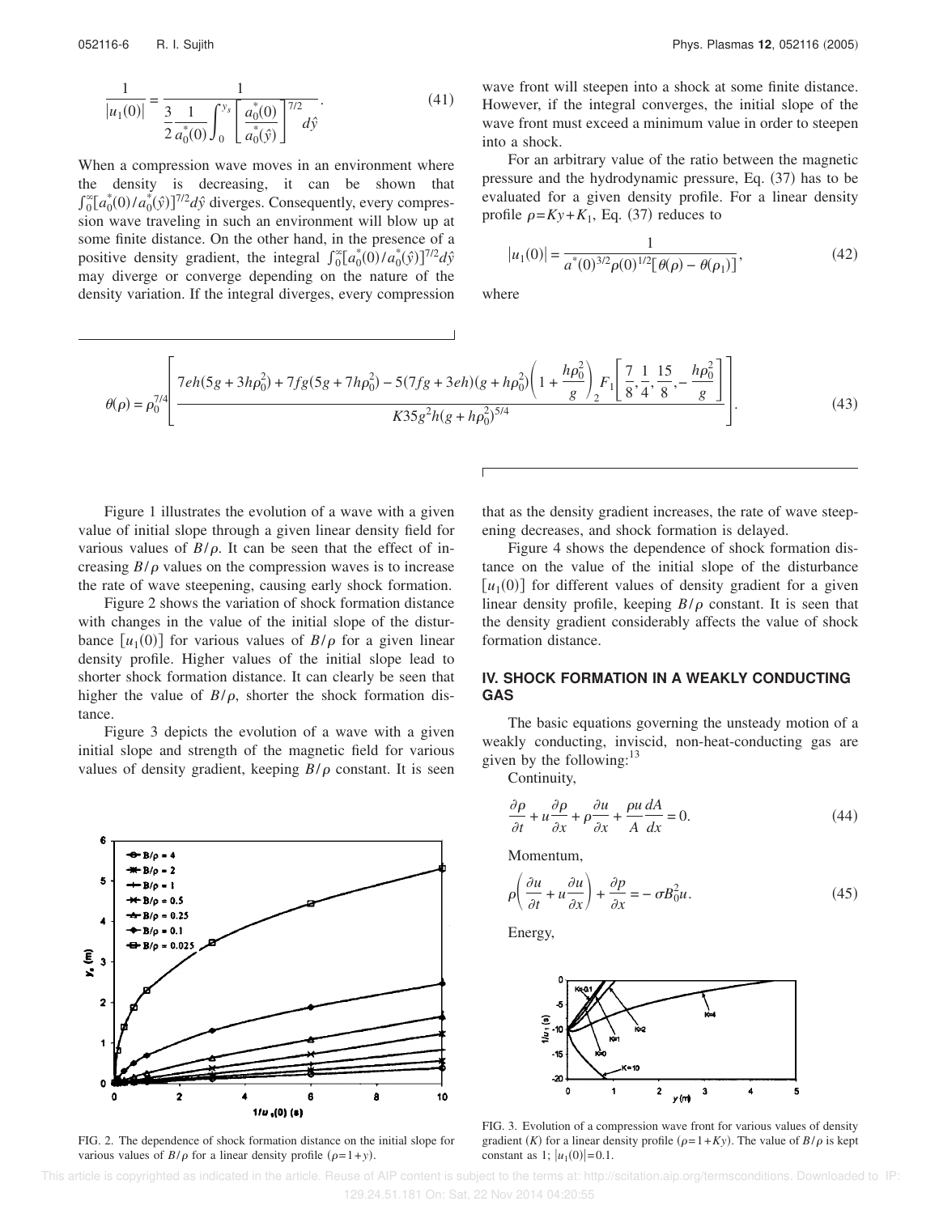$$\frac{1}{|u_1(0)|} = \frac{1}{\dfrac{3}{2}\dfrac{1}{a_0^*(0)}\displaystyle\int_0^{y_s}\left[\frac{a_0^*(0)}{a_0^*(\hat{y})}\right]^{7/2} d\hat{y}}. \tag{41}$$

When a compression wave moves in an environment where the density is decreasing, it can be shown that $\int_0^\infty [a_0^*(0)/a_0^*(\hat{y})]^{7/2} d\hat{y}$ diverges. Consequently, every compression wave traveling in such an environment will blow up at some finite distance. On the other hand, in the presence of a positive density gradient, the integral $\int_0^\infty [a_0^*(0)/a_0^*(\hat{y})]^{7/2} d\hat{y}$ may diverge or converge depending on the nature of the density variation. If the integral diverges, every compression wave front will steepen into a shock at some finite distance. However, if the integral converges, the initial slope of the wave front must exceed a minimum value in order to steepen into a shock.

For an arbitrary value of the ratio between the magnetic pressure and the hydrodynamic pressure, Eq. (37) has to be evaluated for a given density profile. For a linear density profile $\rho = Ky + K_1$, Eq. (37) reduces to

$$|u_1(0)| = \frac{1}{a^*(0)^{3/2}\rho(0)^{1/2}[\theta(\rho) - \theta(\rho_1)]}, \tag{42}$$

where

$$\theta(\rho) = \rho_0^{7/4}\left[\frac{7eh(5g + 3h\rho_0^2) + 7fg(5g + 7h\rho_0^2) - 5(7fg + 3eh)(g + h\rho_0^2)\left(1 + \dfrac{h\rho_0^2}{g}\right) {}_2F_1\left[\dfrac{7}{8}, \dfrac{1}{4}, \dfrac{15}{8}, -\dfrac{h\rho_0^2}{g}\right]}{K35g^2h(g + h\rho_0^2)^{5/4}}\right]. \tag{43}$$

Figure 1 illustrates the evolution of a wave with a given value of initial slope through a given linear density field for various values of $B/\rho$. It can be seen that the effect of increasing $B/\rho$ values on the compression waves is to increase the rate of wave steepening, causing early shock formation.

Figure 2 shows the variation of shock formation distance with changes in the value of the initial slope of the disturbance $[u_1(0)]$ for various values of $B/\rho$ for a given linear density profile. Higher values of the initial slope lead to shorter shock formation distance. It can clearly be seen that higher the value of $B/\rho$, shorter the shock formation distance.

Figure 3 depicts the evolution of a wave with a given initial slope and strength of the magnetic field for various values of density gradient, keeping $B/\rho$ constant. It is seen that as the density gradient increases, the rate of wave steepening decreases, and shock formation is delayed.

Figure 4 shows the dependence of shock formation distance on the value of the initial slope of the disturbance $[u_1(0)]$ for different values of density gradient for a given linear density profile, keeping $B/\rho$ constant. It is seen that the density gradient considerably affects the value of shock formation distance.

## IV. SHOCK FORMATION IN A WEAKLY CONDUCTING GAS

The basic equations governing the unsteady motion of a weakly conducting, inviscid, non-heat-conducting gas are given by the following:[13]

Continuity,

$$\frac{\partial \rho}{\partial t} + u\frac{\partial \rho}{\partial x} + \rho\frac{\partial u}{\partial x} + \frac{\rho u}{A}\frac{dA}{dx} = 0. \tag{44}$$

Momentum,

$$\rho\left(\frac{\partial u}{\partial t} + u\frac{\partial u}{\partial x}\right) + \frac{\partial p}{\partial x} = -\sigma B_0^2 u. \tag{45}$$

Energy,

B/ρ = 4
B/ρ = 2
B/ρ = 1
B/ρ = 0.5
B/ρ = 0.25
B/ρ = 0.1
B/ρ = 0.025
$y_s$ (m)
$1/u_1(0)$ (s)

FIG. 2. The dependence of shock formation distance on the initial slope for various values of $B/\rho$ for a linear density profile $(\rho = 1 + y)$.

K=0.1
K=1
K=2
K=4
K=0
K=10
$1/u_1$ (s)
y (m)

FIG. 3. Evolution of a compression wave front for various values of density gradient $(K)$ for a linear density profile $(\rho = 1 + Ky)$. The value of $B/\rho$ is kept constant as 1; $|u_1(0)| = 0.1$.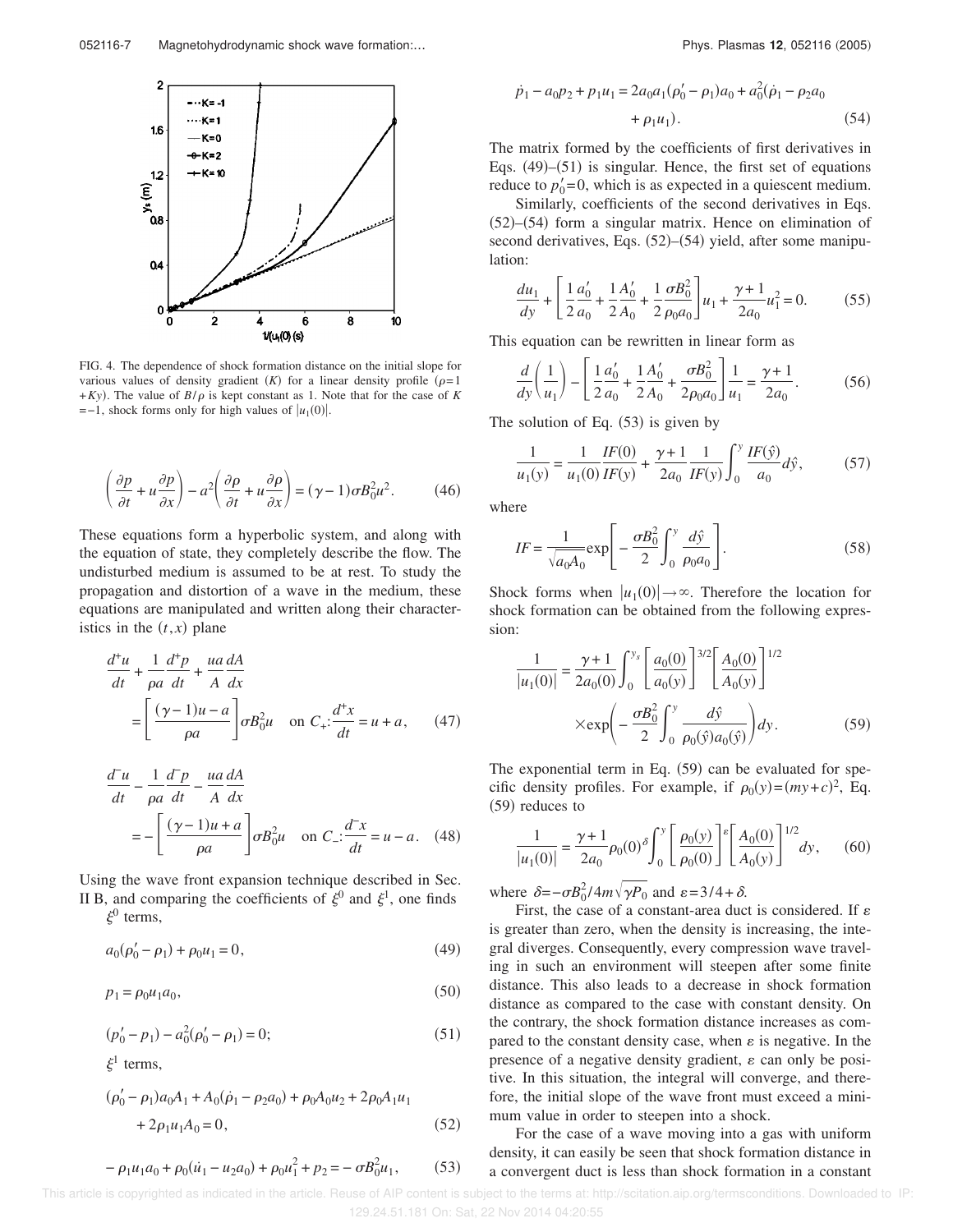2

1.6

1.2

$y_s$ (m)

0.8

0.4

0

0 2 4 6 8 10

$1/(u_1(0))$ (s)

K= -1

K=1

K=0

K=2

K=10

FIG. 4. The dependence of shock formation distance on the initial slope for various values of density gradient ($K$) for a linear density profile ($\rho=1+Ky$). The value of $B/\rho$ is kept constant as 1. Note that for the case of $K=-1$, shock forms only for high values of $|u_1(0)|$.

$$\left(\frac{\partial p}{\partial t}+u\frac{\partial p}{\partial x}\right)-a^2\left(\frac{\partial \rho}{\partial t}+u\frac{\partial \rho}{\partial x}\right)=(\gamma-1)\sigma B_0^2 u^2. \tag{46}$$

These equations form a hyperbolic system, and along with the equation of state, they completely describe the flow. The undisturbed medium is assumed to be at rest. To study the propagation and distortion of a wave in the medium, these equations are manipulated and written along their characteristics in the $(t,x)$ plane

$$\frac{d^+u}{dt}+\frac{1}{\rho a}\frac{d^+p}{dt}+\frac{ua}{A}\frac{dA}{dx}=\left[\frac{(\gamma-1)u-a}{\rho a}\right]\sigma B_0^2 u \quad \text{on } C_+:\frac{d^+x}{dt}=u+a, \tag{47}$$

$$\frac{d^-u}{dt}-\frac{1}{\rho a}\frac{d^-p}{dt}-\frac{ua}{A}\frac{dA}{dx}=-\left[\frac{(\gamma-1)u+a}{\rho a}\right]\sigma B_0^2 u \quad \text{on } C_-:\frac{d^-x}{dt}=u-a. \tag{48}$$

Using the wave front expansion technique described in Sec. II B, and comparing the coefficients of $\xi^0$ and $\xi^1$, one finds

$\xi^0$ terms,

$$a_0(\rho_0'-\rho_1)+\rho_0 u_1=0, \tag{49}$$

$$p_1=\rho_0 u_1 a_0, \tag{50}$$

$$(p_0'-p_1)-a_0^2(\rho_0'-\rho_1)=0; \tag{51}$$

$\xi^1$ terms,

$$(\rho_0'-\rho_1)a_0A_1+A_0(\dot{\rho}_1-\rho_2 a_0)+\rho_0A_0u_2+2\rho_0A_1u_1+2\rho_1u_1A_0=0, \tag{52}$$

$$-\rho_1u_1a_0+\rho_0(\dot{u}_1-u_2a_0)+\rho_0u_1^2+p_2=-\sigma B_0^2u_1, \tag{53}$$

$$\dot{p}_1-a_0p_2+p_1u_1=2a_0a_1(\rho_0'-\rho_1)a_0+a_0^2(\dot{\rho}_1-\rho_2a_0+\rho_1u_1). \tag{54}$$

The matrix formed by the coefficients of first derivatives in Eqs. (49)–(51) is singular. Hence, the first set of equations reduce to $p_0'=0$, which is as expected in a quiescent medium.

Similarly, coefficients of the second derivatives in Eqs. (52)–(54) form a singular matrix. Hence on elimination of second derivatives, Eqs. (52)–(54) yield, after some manipulation:

$$\frac{du_1}{dy}+\left[\frac{1}{2}\frac{a_0'}{a_0}+\frac{1}{2}\frac{A_0'}{A_0}+\frac{1}{2}\frac{\sigma B_0^2}{\rho_0 a_0}\right]u_1+\frac{\gamma+1}{2a_0}u_1^2=0. \tag{55}$$

This equation can be rewritten in linear form as

$$\frac{d}{dy}\left(\frac{1}{u_1}\right)-\left[\frac{1}{2}\frac{a_0'}{a_0}+\frac{1}{2}\frac{A_0'}{A_0}+\frac{\sigma B_0^2}{2\rho_0 a_0}\right]\frac{1}{u_1}=\frac{\gamma+1}{2a_0}. \tag{56}$$

The solution of Eq. (53) is given by

$$\frac{1}{u_1(y)}=\frac{1}{u_1(0)}\frac{IF(0)}{IF(y)}+\frac{\gamma+1}{2a_0}\frac{1}{IF(y)}\int_0^y\frac{IF(\hat{y})}{a_0}d\hat{y}, \tag{57}$$

where

$$IF=\frac{1}{\sqrt{a_0A_0}}\exp\left[-\frac{\sigma B_0^2}{2}\int_0^y\frac{d\hat{y}}{\rho_0 a_0}\right]. \tag{58}$$

Shock forms when $|u_1(0)|\to\infty$. Therefore the location for shock formation can be obtained from the following expression:

$$\frac{1}{|u_1(0)|}=\frac{\gamma+1}{2a_0(0)}\int_0^{y_s}\left[\frac{a_0(0)}{a_0(y)}\right]^{3/2}\left[\frac{A_0(0)}{A_0(y)}\right]^{1/2}\times\exp\left(-\frac{\sigma B_0^2}{2}\int_0^y\frac{d\hat{y}}{\rho(\hat{y})a_0(\hat{y})}\right)dy. \tag{59}$$

The exponential term in Eq. (59) can be evaluated for specific density profiles. For example, if $\rho_0(y)=(my+c)^2$, Eq. (59) reduces to

$$\frac{1}{|u_1(0)|}=\frac{\gamma+1}{2a_0}\rho_0(0)^\delta\int_0^y\left[\frac{\rho_0(y)}{\rho_0(0)}\right]^\varepsilon\left[\frac{A_0(0)}{A_0(y)}\right]^{1/2}dy, \tag{60}$$

where $\delta=-\sigma B_0^2/4m\sqrt{\gamma P_0}$ and $\varepsilon=3/4+\delta$.

First, the case of a constant-area duct is considered. If $\varepsilon$ is greater than zero, when the density is increasing, the integral diverges. Consequently, every compression wave traveling in such an environment will steepen after some finite distance. This also leads to a decrease in shock formation distance as compared to the case with constant density. On the contrary, the shock formation distance increases as compared to the constant density case, when $\varepsilon$ is negative. In the presence of a negative density gradient, $\varepsilon$ can only be positive. In this situation, the integral will converge, and therefore, the initial slope of the wave front must exceed a minimum value in order to steepen into a shock.

For the case of a wave moving into a gas with uniform density, it can easily be seen that shock formation distance in a convergent duct is less than shock formation in a constant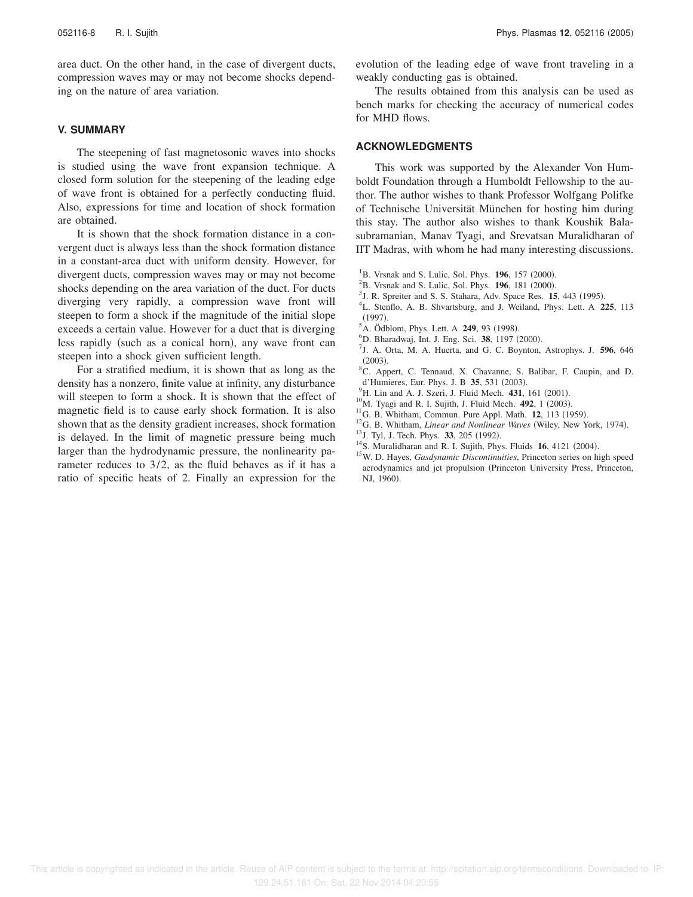area duct. On the other hand, in the case of divergent ducts, compression waves may or may not become shocks depending on the nature of area variation.

## V. SUMMARY

The steepening of fast magnetosonic waves into shocks is studied using the wave front expansion technique. A closed form solution for the steepening of the leading edge of wave front is obtained for a perfectly conducting fluid. Also, expressions for time and location of shock formation are obtained.

It is shown that the shock formation distance in a convergent duct is always less than the shock formation distance in a constant-area duct with uniform density. However, for divergent ducts, compression waves may or may not become shocks depending on the area variation of the duct. For ducts diverging very rapidly, a compression wave front will steepen to form a shock if the magnitude of the initial slope exceeds a certain value. However for a duct that is diverging less rapidly (such as a conical horn), any wave front can steepen into a shock given sufficient length.

For a stratified medium, it is shown that as long as the density has a nonzero, finite value at infinity, any disturbance will steepen to form a shock. It is shown that the effect of magnetic field is to cause early shock formation. It is also shown that as the density gradient increases, shock formation is delayed. In the limit of magnetic pressure being much larger than the hydrodynamic pressure, the nonlinearity parameter reduces to $3/2$, as the fluid behaves as if it has a ratio of specific heats of 2. Finally an expression for the evolution of the leading edge of wave front traveling in a weakly conducting gas is obtained.

The results obtained from this analysis can be used as bench marks for checking the accuracy of numerical codes for MHD flows.

## ACKNOWLEDGMENTS

This work was supported by the Alexander Von Humboldt Foundation through a Humboldt Fellowship to the author. The author wishes to thank Professor Wolfgang Polifke of Technische Universität München for hosting him during this stay. The author also wishes to thank Koushik Balasubramanian, Manav Tyagi, and Srevatsan Muralidharan of IIT Madras, with whom he had many interesting discussions.

[1] B. Vrsnak and S. Lulic, Sol. Phys. **196**, 157 (2000).
[2] B. Vrsnak and S. Lulic, Sol. Phys. **196**, 181 (2000).
[3] J. R. Spreiter and S. S. Stahara, Adv. Space Res. **15**, 443 (1995).
[4] L. Stenflo, A. B. Shvartsburg, and J. Weiland, Phys. Lett. A **225**, 113 (1997).
[5] A. Ödblom, Phys. Lett. A **249**, 93 (1998).
[6] D. Bharadwaj, Int. J. Eng. Sci. **38**, 1197 (2000).
[7] J. A. Orta, M. A. Huerta, and G. C. Boynton, Astrophys. J. **596**, 646 (2003).
[8] C. Appert, C. Tennaud, X. Chavanne, S. Balibar, F. Caupin, and D. d'Humieres, Eur. Phys. J. B **35**, 531 (2003).
[9] H. Lin and A. J. Szeri, J. Fluid Mech. **431**, 161 (2001).
[10] M. Tyagi and R. I. Sujith, J. Fluid Mech. **492**, 1 (2003).
[11] G. B. Whitham, Commun. Pure Appl. Math. **12**, 113 (1959).
[12] G. B. Whitham, *Linear and Nonlinear Waves* (Wiley, New York, 1974).
[13] J. Tyl, J. Tech. Phys. **33**, 205 (1992).
[14] S. Muralidharan and R. I. Sujith, Phys. Fluids **16**, 4121 (2004).
[15] W. D. Hayes, *Gasdynamic Discontinuities*, Princeton series on high speed aerodynamics and jet propulsion (Princeton University Press, Princeton, NJ, 1960).